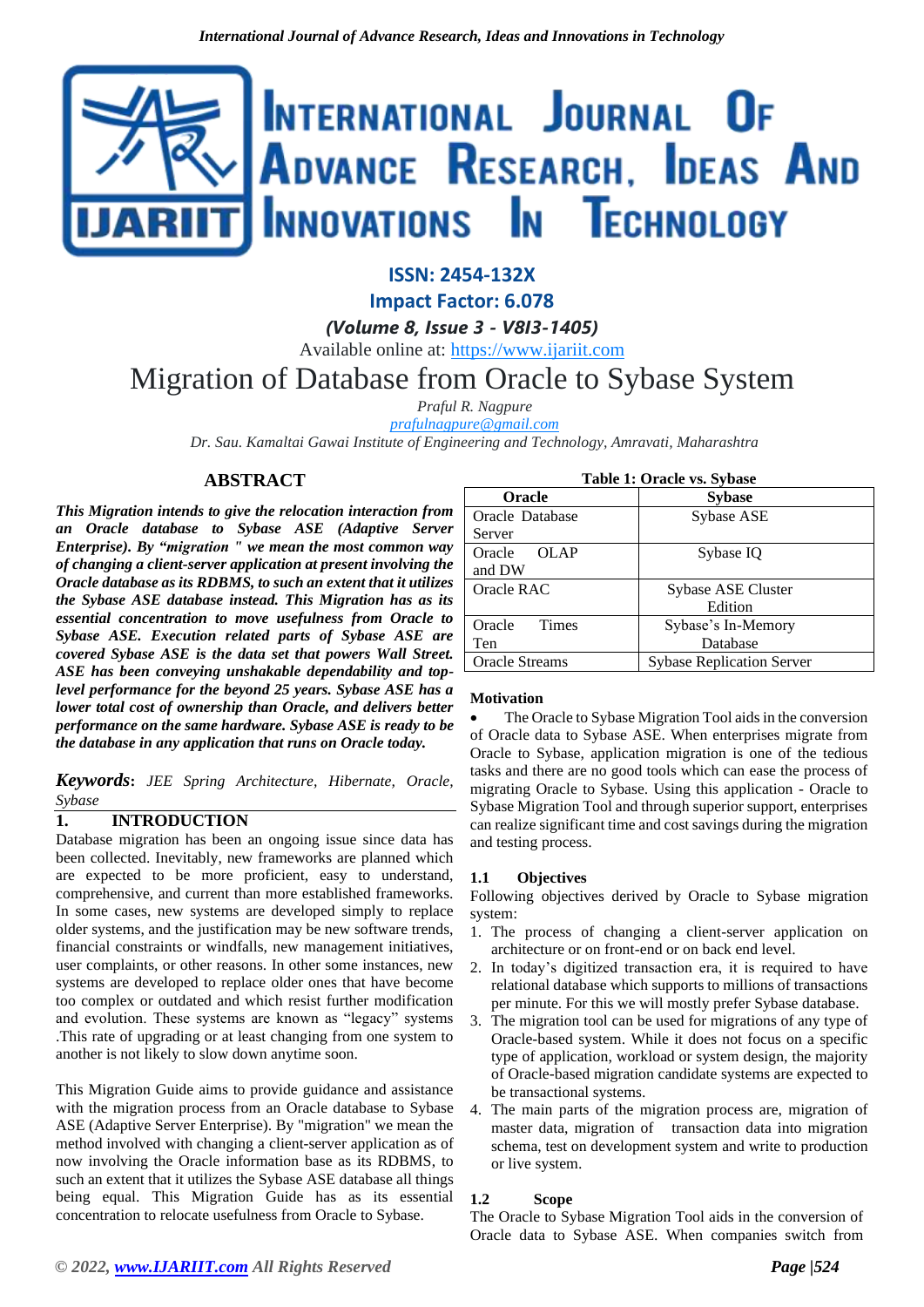ISSN: 2454-132X

Impact Factor: 6.078

*(Volume 8, Issue 3 - V8I3-1405)*

Available online at: https://www.ijariit.com

# Migration of Database from Oracle to Sybase System

*Praful R. Nagpure*
*prafulnagpure@gmail.com*
*Dr. Sau. Kamaltai Gawai Institute of Engineering and Technology, Amravati, Maharashtra*

## ABSTRACT

***This Migration intends to give the relocation interaction from an Oracle database to Sybase ASE (Adaptive Server Enterprise). By "migration " we mean the most common way of changing a client-server application at present involving the Oracle database as its RDBMS, to such an extent that it utilizes the Sybase ASE database instead. This Migration has as its essential concentration to move usefulness from Oracle to Sybase ASE. Execution related parts of Sybase ASE are covered Sybase ASE is the data set that powers Wall Street. ASE has been conveying unshakable dependability and top-level performance for the beyond 25 years. Sybase ASE has a lower total cost of ownership than Oracle, and delivers better performance on the same hardware. Sybase ASE is ready to be the database in any application that runs on Oracle today.***

***Keywords**: JEE Spring Architecture, Hibernate, Oracle, Sybase*

## 1. INTRODUCTION

Database migration has been an ongoing issue since data has been collected. Inevitably, new frameworks are planned which are expected to be more proficient, easy to understand, comprehensive, and current than more established frameworks. In some cases, new systems are developed simply to replace older systems, and the justification may be new software trends, financial constraints or windfalls, new management initiatives, user complaints, or other reasons. In other some instances, new systems are developed to replace older ones that have become too complex or outdated and which resist further modification and evolution. These systems are known as "legacy" systems .This rate of upgrading or at least changing from one system to another is not likely to slow down anytime soon.

This Migration Guide aims to provide guidance and assistance with the migration process from an Oracle database to Sybase ASE (Adaptive Server Enterprise). By "migration" we mean the method involved with changing a client-server application as of now involving the Oracle information base as its RDBMS, to such an extent that it utilizes the Sybase ASE database all things being equal. This Migration Guide has as its essential concentration to relocate usefulness from Oracle to Sybase.

**Table 1: Oracle vs. Sybase**

| Oracle | Sybase |
|---|---|
| Oracle Database Server | Sybase ASE |
| Oracle OLAP and DW | Sybase IQ |
| Oracle RAC | Sybase ASE Cluster Edition |
| Oracle Times Ten | Sybase's In-Memory Database |
| Oracle Streams | Sybase Replication Server |

### Motivation

- The Oracle to Sybase Migration Tool aids in the conversion of Oracle data to Sybase ASE. When enterprises migrate from Oracle to Sybase, application migration is one of the tedious tasks and there are no good tools which can ease the process of migrating Oracle to Sybase. Using this application - Oracle to Sybase Migration Tool and through superior support, enterprises can realize significant time and cost savings during the migration and testing process.

### 1.1 Objectives

Following objectives derived by Oracle to Sybase migration system:

1. The process of changing a client-server application on architecture or on front-end or on back end level.
2. In today's digitized transaction era, it is required to have relational database which supports to millions of transactions per minute. For this we will mostly prefer Sybase database.
3. The migration tool can be used for migrations of any type of Oracle-based system. While it does not focus on a specific type of application, workload or system design, the majority of Oracle-based migration candidate systems are expected to be transactional systems.
4. The main parts of the migration process are, migration of master data, migration of transaction data into migration schema, test on development system and write to production or live system.

### 1.2 Scope

The Oracle to Sybase Migration Tool aids in the conversion of Oracle data to Sybase ASE. When companies switch from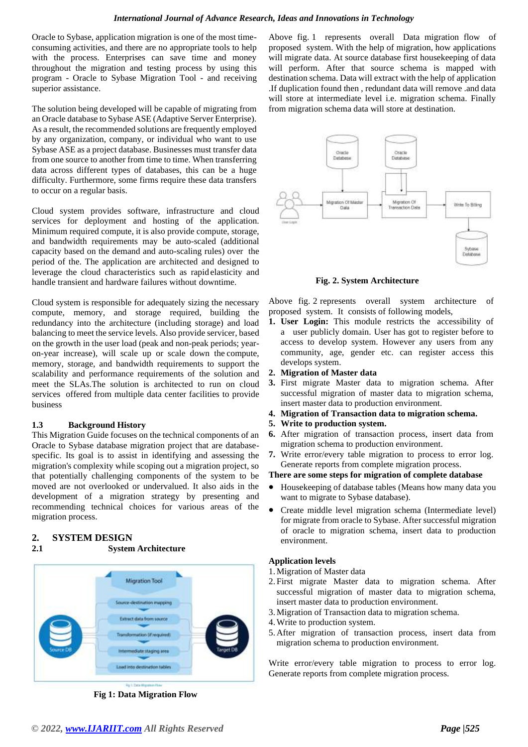Oracle to Sybase, application migration is one of the most time-consuming activities, and there are no appropriate tools to help with the process. Enterprises can save time and money throughout the migration and testing process by using this program - Oracle to Sybase Migration Tool - and receiving superior assistance.

The solution being developed will be capable of migrating from an Oracle database to Sybase ASE (Adaptive Server Enterprise). As a result, the recommended solutions are frequently employed by any organization, company, or individual who want to use Sybase ASE as a project database. Businesses must transfer data from one source to another from time to time. When transferring data across different types of databases, this can be a huge difficulty. Furthermore, some firms require these data transfers to occur on a regular basis.

Cloud system provides software, infrastructure and cloud services for deployment and hosting of the application. Minimum required compute, it is also provide compute, storage, and bandwidth requirements may be auto-scaled (additional capacity based on the demand and auto-scaling rules) over the period of the. The application are architected and designed to leverage the cloud characteristics such as rapid elasticity and handle transient and hardware failures without downtime.

Cloud system is responsible for adequately sizing the necessary compute, memory, and storage required, building the redundancy into the architecture (including storage) and load balancing to meet the service levels. Also provide servicer, based on the growth in the user load (peak and non-peak periods; year-on-year increase), will scale up or scale down the compute, memory, storage, and bandwidth requirements to support the scalability and performance requirements of the solution and meet the SLAs.The solution is architected to run on cloud services offered from multiple data center facilities to provide business

### 1.3 Background History

This Migration Guide focuses on the technical components of an Oracle to Sybase database migration project that are database-specific. Its goal is to assist in identifying and assessing the migration's complexity while scoping out a migration project, so that potentially challenging components of the system to be moved are not overlooked or undervalued. It also aids in the development of a migration strategy by presenting and recommending technical choices for various areas of the migration process.

## 2. SYSTEM DESIGN

### 2.1 System Architecture

**Fig 1: Data Migration Flow**

Above fig. 1 represents overall Data migration flow of proposed system. With the help of migration, how applications will migrate data. At source database first housekeeping of data will perform. After that source schema is mapped with destination schema. Data will extract with the help of application .If duplication found then , redundant data will remove .and data will store at intermediate level i.e. migration schema. Finally from migration schema data will store at destination.

**Fig. 2. System Architecture**

Above fig. 2 represents overall system architecture of proposed system. It consists of following models,

1. **User Login:** This module restricts the accessibility of a user publicly domain. User has got to register before to access to develop system. However any users from any community, age, gender etc. can register access this develops system.
2. **Migration of Master data**
3. First migrate Master data to migration schema. After successful migration of master data to migration schema, insert master data to production environment.
4. **Migration of Transaction data to migration schema.**
5. **Write to production system.**
6. After migration of transaction process, insert data from migration schema to production environment.
7. Write error/every table migration to process to error log. Generate reports from complete migration process.

**There are some steps for migration of complete database**

- Housekeeping of database tables (Means how many data you want to migrate to Sybase database).
- Create middle level migration schema (Intermediate level) for migrate from oracle to Sybase. After successful migration of oracle to migration schema, insert data to production environment.

**Application levels**

1. Migration of Master data
2. First migrate Master data to migration schema. After successful migration of master data to migration schema, insert master data to production environment.
3. Migration of Transaction data to migration schema.
4. Write to production system.
5. After migration of transaction process, insert data from migration schema to production environment.

Write error/every table migration to process to error log. Generate reports from complete migration process.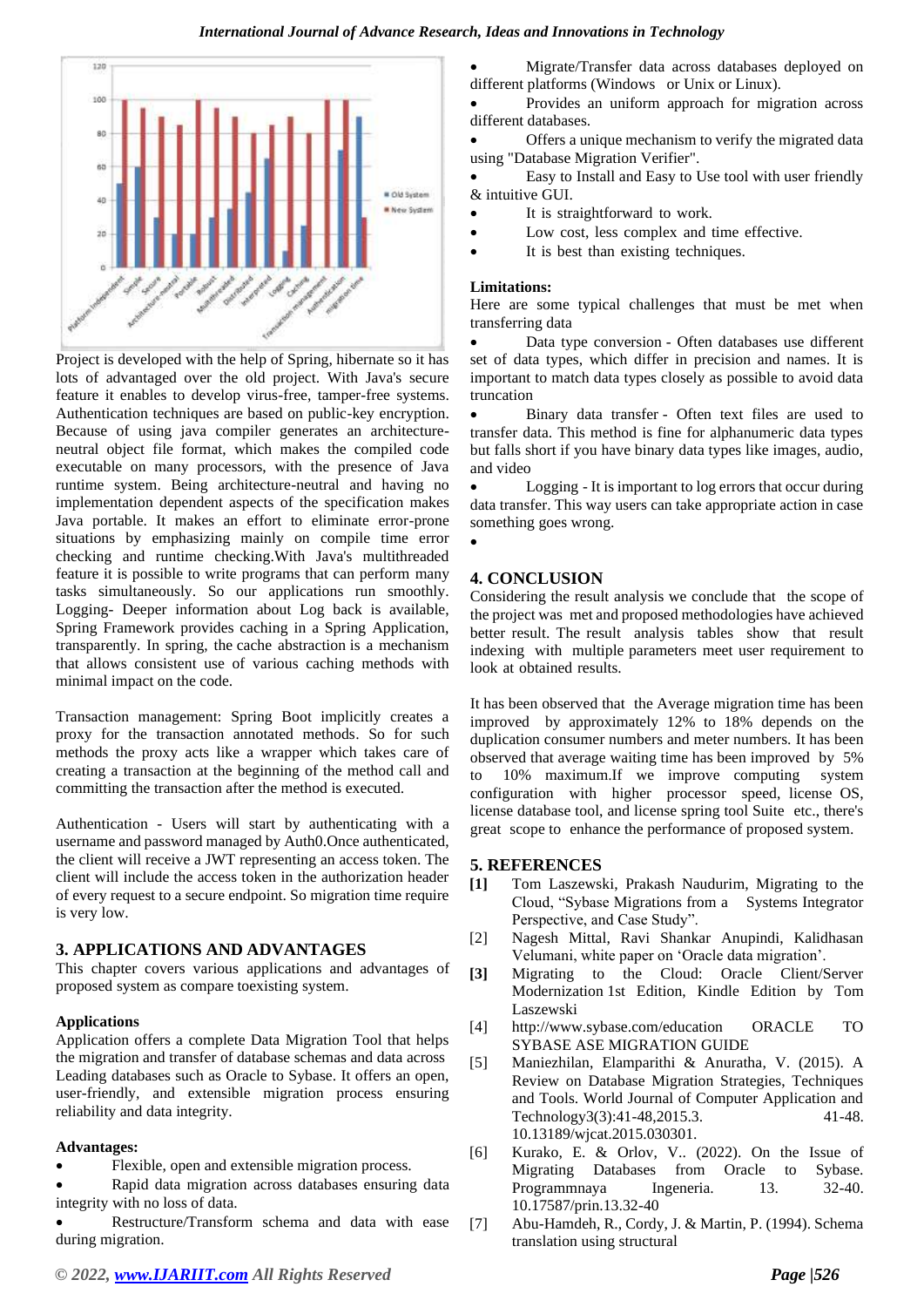Project is developed with the help of Spring, hibernate so it has lots of advantaged over the old project. With Java's secure feature it enables to develop virus-free, tamper-free systems. Authentication techniques are based on public-key encryption. Because of using java compiler generates an architecture-neutral object file format, which makes the compiled code executable on many processors, with the presence of Java runtime system. Being architecture-neutral and having no implementation dependent aspects of the specification makes Java portable. It makes an effort to eliminate error-prone situations by emphasizing mainly on compile time error checking and runtime checking.With Java's multithreaded feature it is possible to write programs that can perform many tasks simultaneously. So our applications run smoothly. Logging- Deeper information about Log back is available, Spring Framework provides caching in a Spring Application, transparently. In spring, the cache abstraction is a mechanism that allows consistent use of various caching methods with minimal impact on the code.

Transaction management: Spring Boot implicitly creates a proxy for the transaction annotated methods. So for such methods the proxy acts like a wrapper which takes care of creating a transaction at the beginning of the method call and committing the transaction after the method is executed.

Authentication - Users will start by authenticating with a username and password managed by Auth0.Once authenticated, the client will receive a JWT representing an access token. The client will include the access token in the authorization header of every request to a secure endpoint. So migration time require is very low.

## 3. APPLICATIONS AND ADVANTAGES

This chapter covers various applications and advantages of proposed system as compare toexisting system.

**Applications**

Application offers a complete Data Migration Tool that helps the migration and transfer of database schemas and data across Leading databases such as Oracle to Sybase. It offers an open, user-friendly, and extensible migration process ensuring reliability and data integrity.

**Advantages:**

- Flexible, open and extensible migration process.
- Rapid data migration across databases ensuring data integrity with no loss of data.
- Restructure/Transform schema and data with ease during migration.
- Migrate/Transfer data across databases deployed on different platforms (Windows or Unix or Linux).
- Provides an uniform approach for migration across different databases.
- Offers a unique mechanism to verify the migrated data using "Database Migration Verifier".
- Easy to Install and Easy to Use tool with user friendly & intuitive GUI.
- It is straightforward to work.
- Low cost, less complex and time effective.
- It is best than existing techniques.

**Limitations:**

Here are some typical challenges that must be met when transferring data

- Data type conversion - Often databases use different set of data types, which differ in precision and names. It is important to match data types closely as possible to avoid data truncation
- Binary data transfer - Often text files are used to transfer data. This method is fine for alphanumeric data types but falls short if you have binary data types like images, audio, and video
- Logging - It is important to log errors that occur during data transfer. This way users can take appropriate action in case something goes wrong.

## 4. CONCLUSION

Considering the result analysis we conclude that the scope of the project was met and proposed methodologies have achieved better result. The result analysis tables show that result indexing with multiple parameters meet user requirement to look at obtained results.

It has been observed that the Average migration time has been improved by approximately 12% to 18% depends on the duplication consumer numbers and meter numbers. It has been observed that average waiting time has been improved by 5% to 10% maximum.If we improve computing system configuration with higher processor speed, license OS, license database tool, and license spring tool Suite etc., there's great scope to enhance the performance of proposed system.

## 5. REFERENCES

**[1]** Tom Laszewski, Prakash Naudurim, Migrating to the Cloud, "Sybase Migrations from a Systems Integrator Perspective, and Case Study".

[2] Nagesh Mittal, Ravi Shankar Anupindi, Kalidhasan Velumani, white paper on 'Oracle data migration'.

**[3]** Migrating to the Cloud: Oracle Client/Server Modernization 1st Edition, Kindle Edition by Tom Laszewski

[4] http://www.sybase.com/education ORACLE TO SYBASE ASE MIGRATION GUIDE

[5] Maniezhilan, Elamparithi & Anuratha, V. (2015). A Review on Database Migration Strategies, Techniques and Tools. World Journal of Computer Application and Technology3(3):41-48,2015.3. 41-48. 10.13189/wjcat.2015.030301.

[6] Kurako, E. & Orlov, V.. (2022). On the Issue of Migrating Databases from Oracle to Sybase. Programmnaya Ingeneria. 13. 32-40. 10.17587/prin.13.32-40

[7] Abu-Hamdeh, R., Cordy, J. & Martin, P. (1994). Schema translation using structural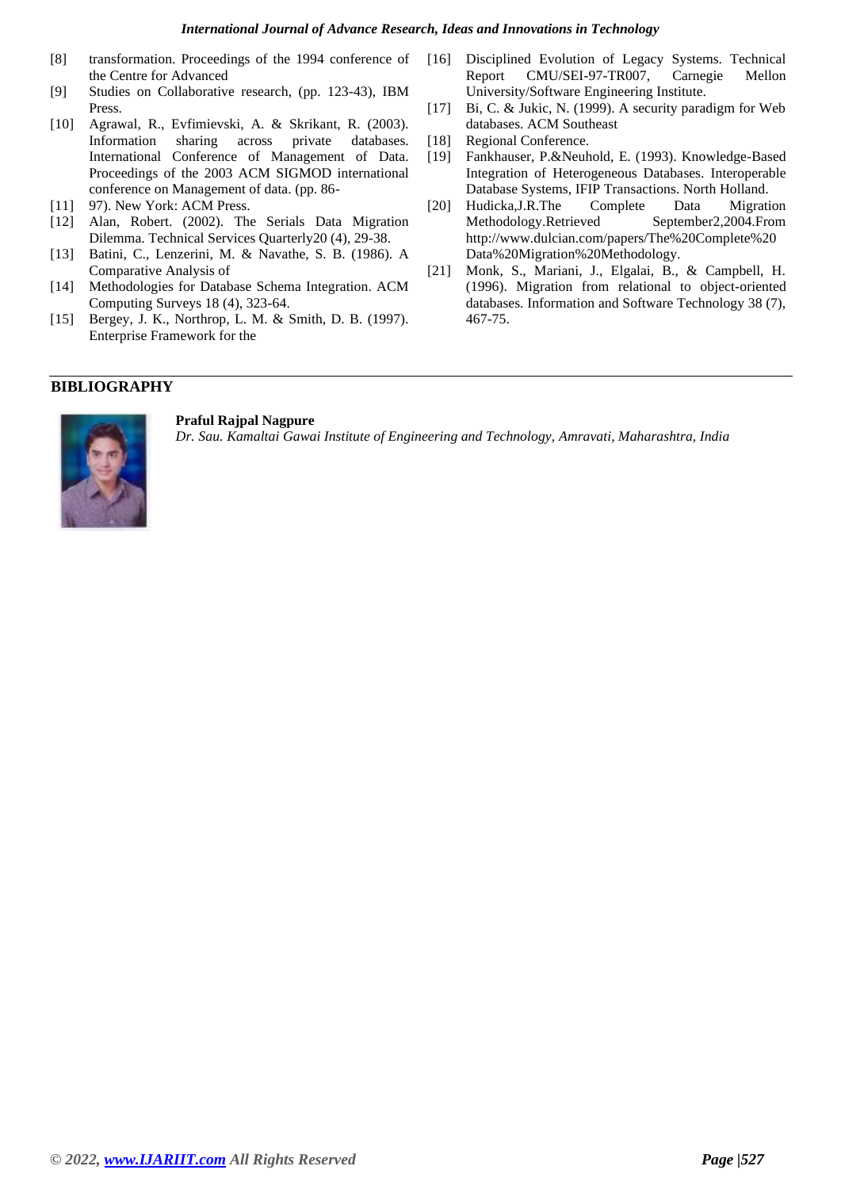[8] transformation. Proceedings of the 1994 conference of the Centre for Advanced

[9] Studies on Collaborative research, (pp. 123-43), IBM Press.

[10] Agrawal, R., Evfimievski, A. & Skrikant, R. (2003). Information sharing across private databases. International Conference of Management of Data. Proceedings of the 2003 ACM SIGMOD international conference on Management of data. (pp. 86-

[11] 97). New York: ACM Press.

[12] Alan, Robert. (2002). The Serials Data Migration Dilemma. Technical Services Quarterly20 (4), 29-38.

[13] Batini, C., Lenzerini, M. & Navathe, S. B. (1986). A Comparative Analysis of

[14] Methodologies for Database Schema Integration. ACM Computing Surveys 18 (4), 323-64.

[15] Bergey, J. K., Northrop, L. M. & Smith, D. B. (1997). Enterprise Framework for the

[16] Disciplined Evolution of Legacy Systems. Technical Report CMU/SEI-97-TR007, Carnegie Mellon University/Software Engineering Institute.

[17] Bi, C. & Jukic, N. (1999). A security paradigm for Web databases. ACM Southeast

[18] Regional Conference.

[19] Fankhauser, P.&Neuhold, E. (1993). Knowledge-Based Integration of Heterogeneous Databases. Interoperable Database Systems, IFIP Transactions. North Holland.

[20] Hudicka,J.R.The Complete Data Migration Methodology.Retrieved September2,2004.From http://www.dulcian.com/papers/The%20Complete%20 Data%20Migration%20Methodology.

[21] Monk, S., Mariani, J., Elgalai, B., & Campbell, H. (1996). Migration from relational to object-oriented databases. Information and Software Technology 38 (7), 467-75.

## BIBLIOGRAPHY

**Praful Rajpal Nagpure**
*Dr. Sau. Kamaltai Gawai Institute of Engineering and Technology, Amravati, Maharashtra, India*